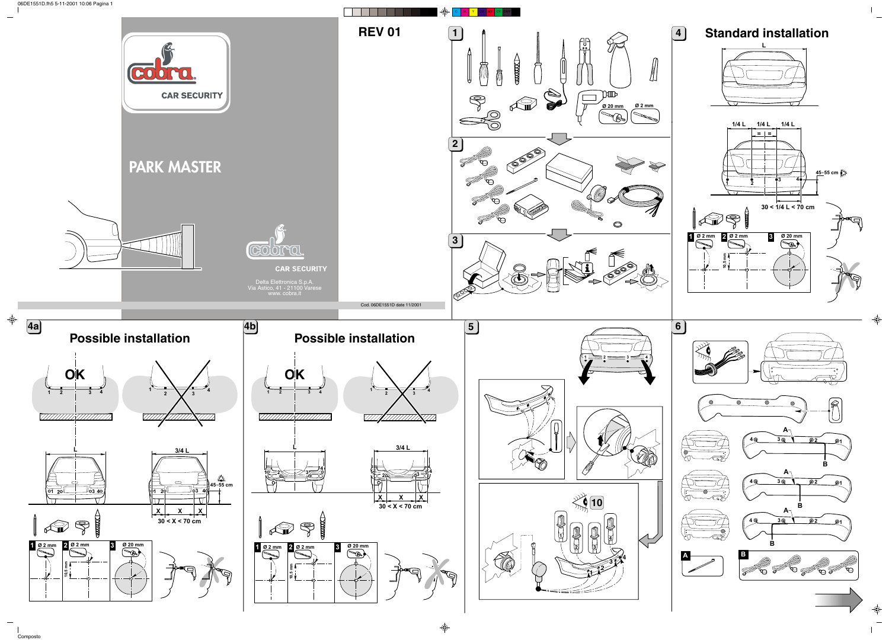# PARK MASTER

cobra CAR SECURITY

Delta Elettronica S.p.A.
Via Astico, 41 - 21100 Varese
www.cobra.it

Cod. 06DE1551D date 11/2001

REV 01

## 1

Ø 20 mm

Ø 2 mm

## 2

## 3

## 4 Standard installation

L

1/4 L 1/4 L 1/4 L

= =

1 2 3 4

45–55 cm

30 < 1/4 L < 70 cm

1 Ø 2 mm

2 Ø 2 mm

10,5 mm

3 Ø 20 mm

## 4a Possible installation

OK

1 2 3 4

1 2 3 4

L

3/4 L

45–55 cm

X X X

30 < X < 70 cm

1 Ø 2 mm

2 Ø 2 mm

10,5 mm

3 Ø 20 mm

## 4b Possible installation

OK

1 2 3 4

1 2 3 4

L

3/4 L

X X X

30 < X < 70 cm

1 Ø 2 mm

2 Ø 2 mm

10,5 mm

3 Ø 20 mm

## 5

1 2 3 4

10

1 2 3 4

## 6

A

4 3 2 1

B

A

4 3 2 1

B

A

4 3 2 1

B

A

B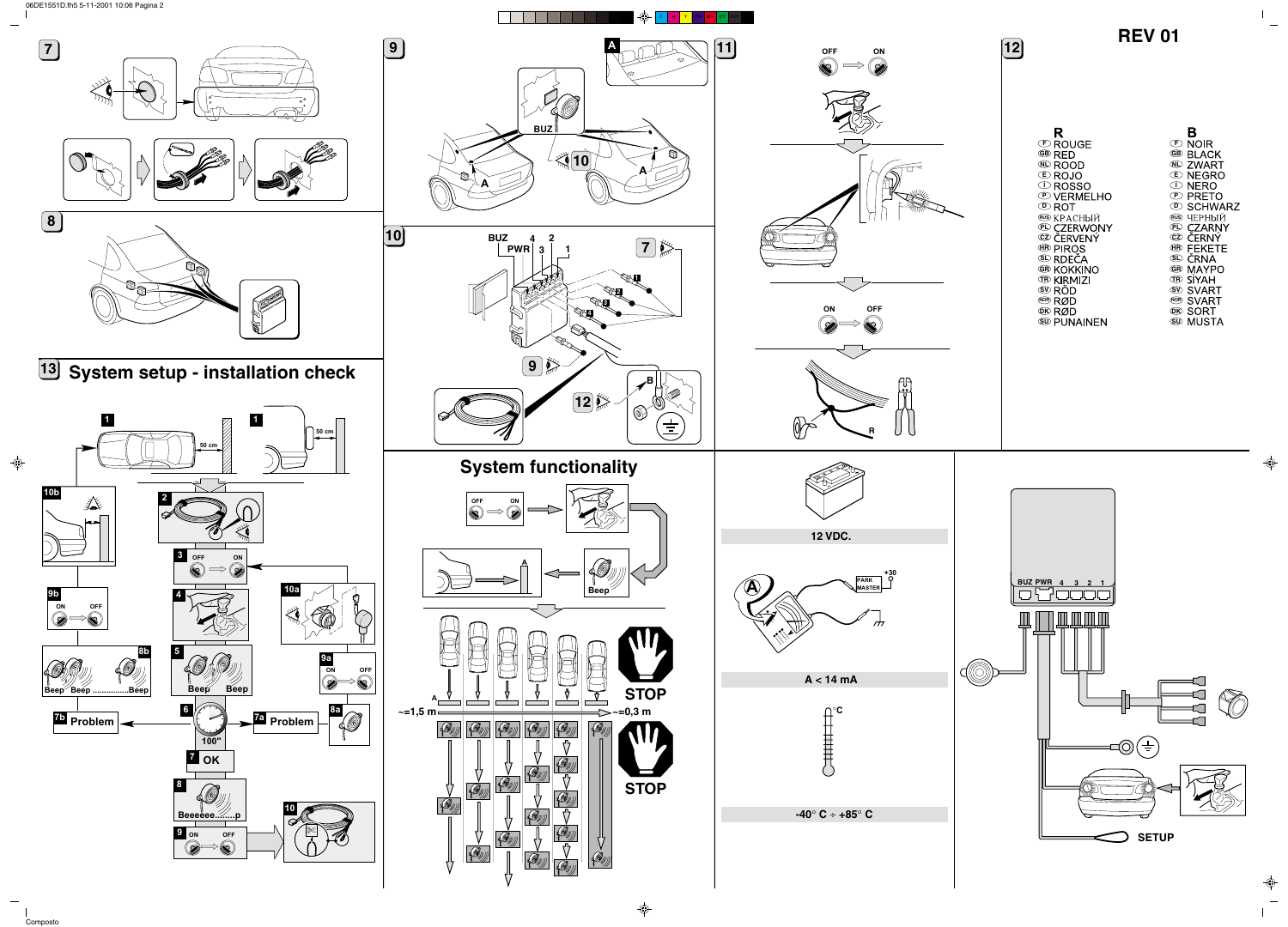REV 01

7

8

9

A

BUZ

A

A

10

10

BUZ 4 2
PWR 3 1

7

9

12

B

11

OFF ON

ON OFF

R

12

| R | B |
| --- | --- |
| F ROUGE | F NOIR |
| GB RED | GB BLACK |
| NL ROOD | NL ZWART |
| E ROJO | E NEGRO |
| I ROSSO | I NERO |
| P VERMELHO | P PRETO |
| D ROT | D SCHWARZ |
| RUS КРАСНЫЙ | RUS ЧЕРНЫЙ |
| PL CZERWONY | PL CZARNY |
| CZ ČERVENÝ | CZ ČERNÝ |
| HR PIROS | HR FEKETE |
| SL RDEČA | SL ČRNA |
| GR KOKKINO | GR MAYPO |
| TR KIRMIZI | TR SIYAH |
| SV RÖD | SV SVART |
| NOR RØD | NOR SVART |
| DK RØD | DK SORT |
| SU PUNAINEN | SU MUSTA |

## 13 System setup - installation check

1 50 cm

1 50 cm

2

3 OFF ON

4

5 Beep Beep

6 100"

7 OK

8 Beeeeee........p

9 ON OFF

10

10a

10b

9a ON OFF

9b ON OFF

8a

8b Beep Beep ................Beep

7a Problem

7b Problem

## System functionality

OFF ON

A

Beep

A

~=1,5 m

~=0,3 m

STOP

STOP

12 VDC.

A

PARK MASTER

+30

A < 14 mA

°C

-40° C ÷ +85° C

BUZ PWR 4 3 2 1

SETUP